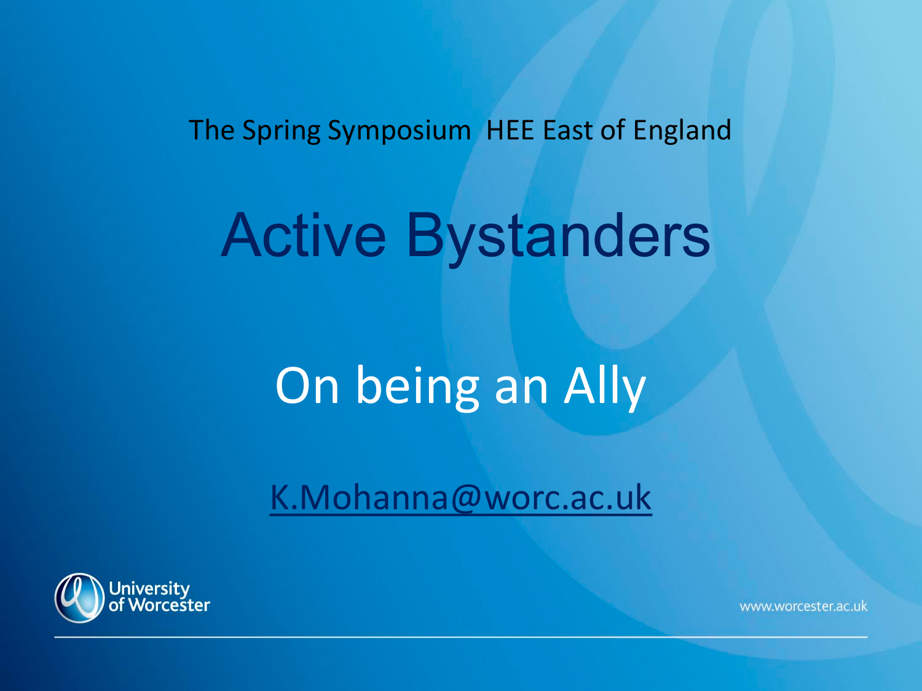The Spring Symposium HEE East of England

# Active Bystanders

## On being an Ally

K.Mohanna@worc.ac.uk

University of Worcester

www.worcester.ac.uk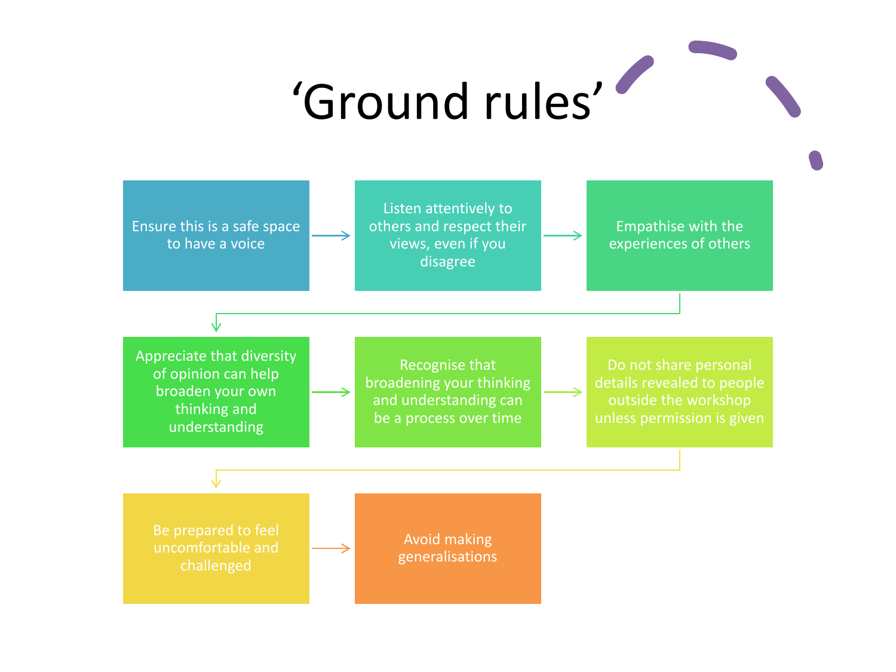# ‘Ground rules’

1. Ensure this is a safe space to have a voice
2. Listen attentively to others and respect their views, even if you disagree
3. Empathise with the experiences of others
4. Appreciate that diversity of opinion can help broaden your own thinking and understanding
5. Recognise that broadening your thinking and understanding can be a process over time
6. Do not share personal details revealed to people outside the workshop unless permission is given
7. Be prepared to feel uncomfortable and challenged
8. Avoid making generalisations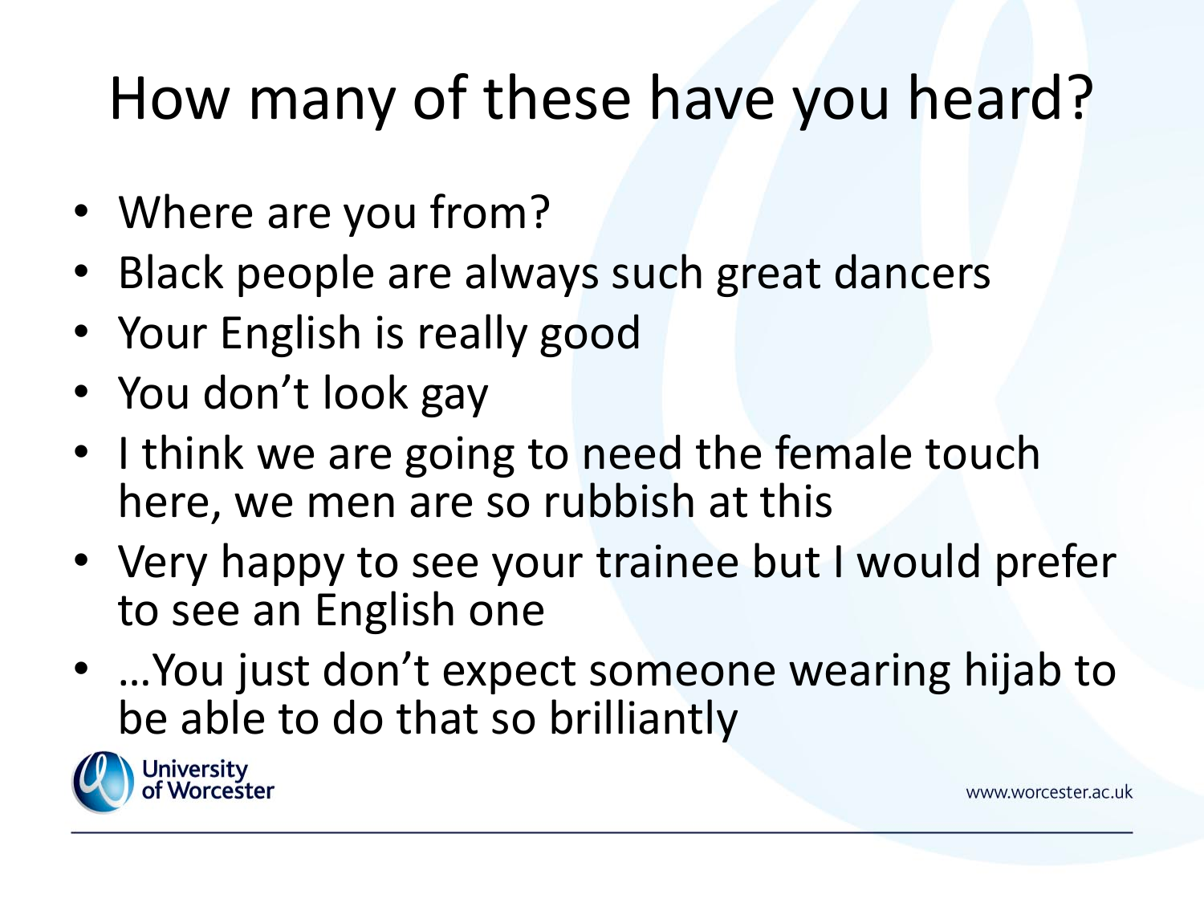# How many of these have you heard?

- Where are you from?
- Black people are always such great dancers
- Your English is really good
- You don't look gay
- I think we are going to need the female touch here, we men are so rubbish at this
- Very happy to see your trainee but I would prefer to see an English one
- …You just don't expect someone wearing hijab to be able to do that so brilliantly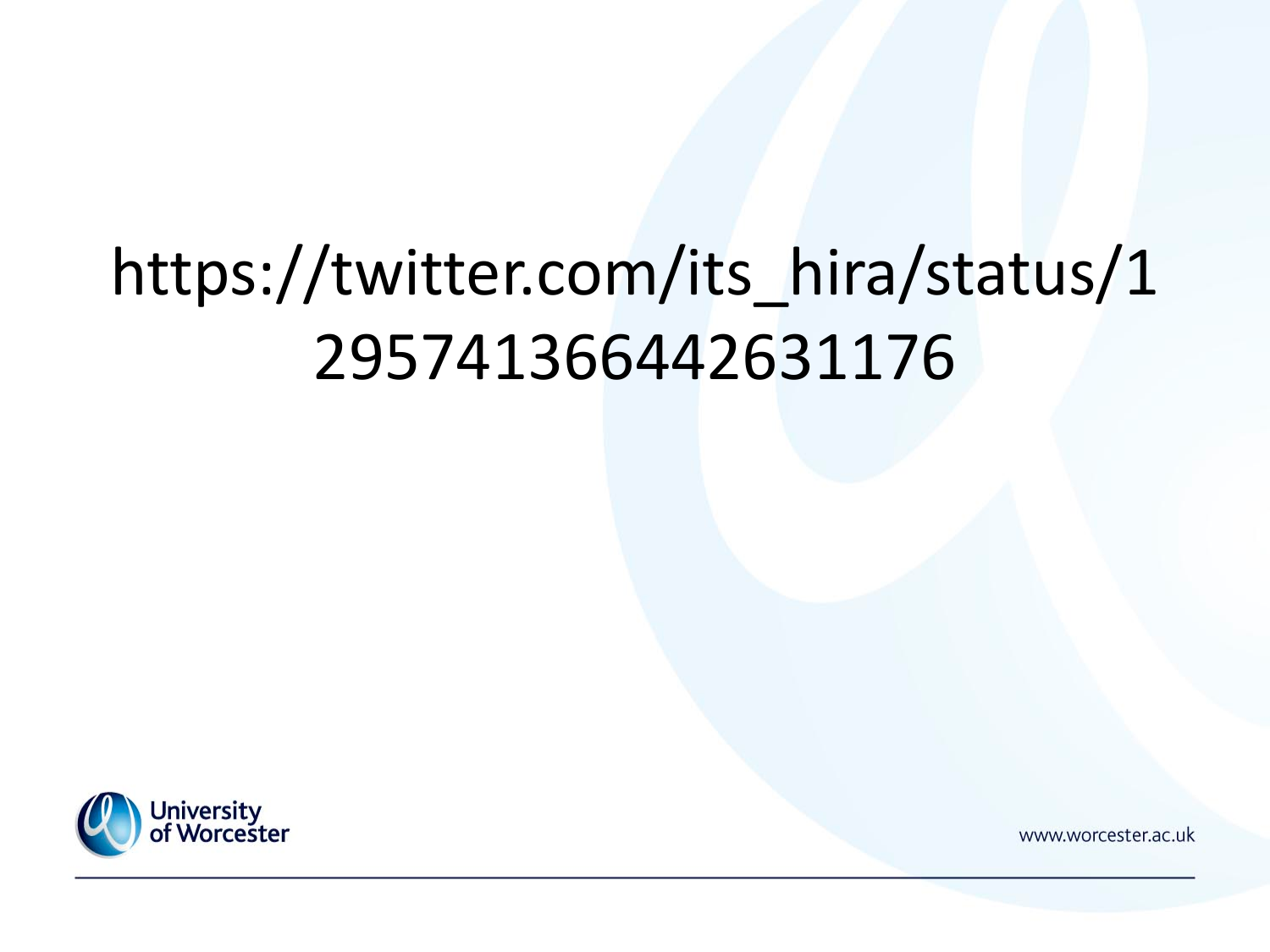https://twitter.com/its_hira/status/1295741366442631176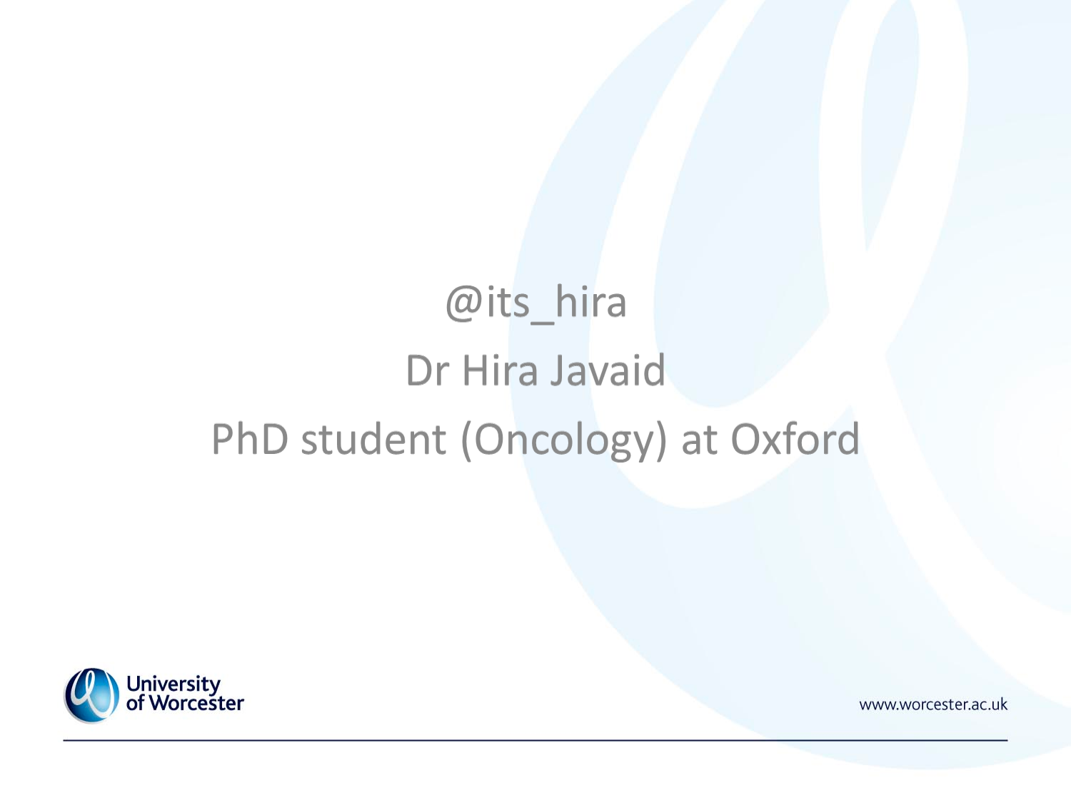@its_hira

Dr Hira Javaid

PhD student (Oncology) at Oxford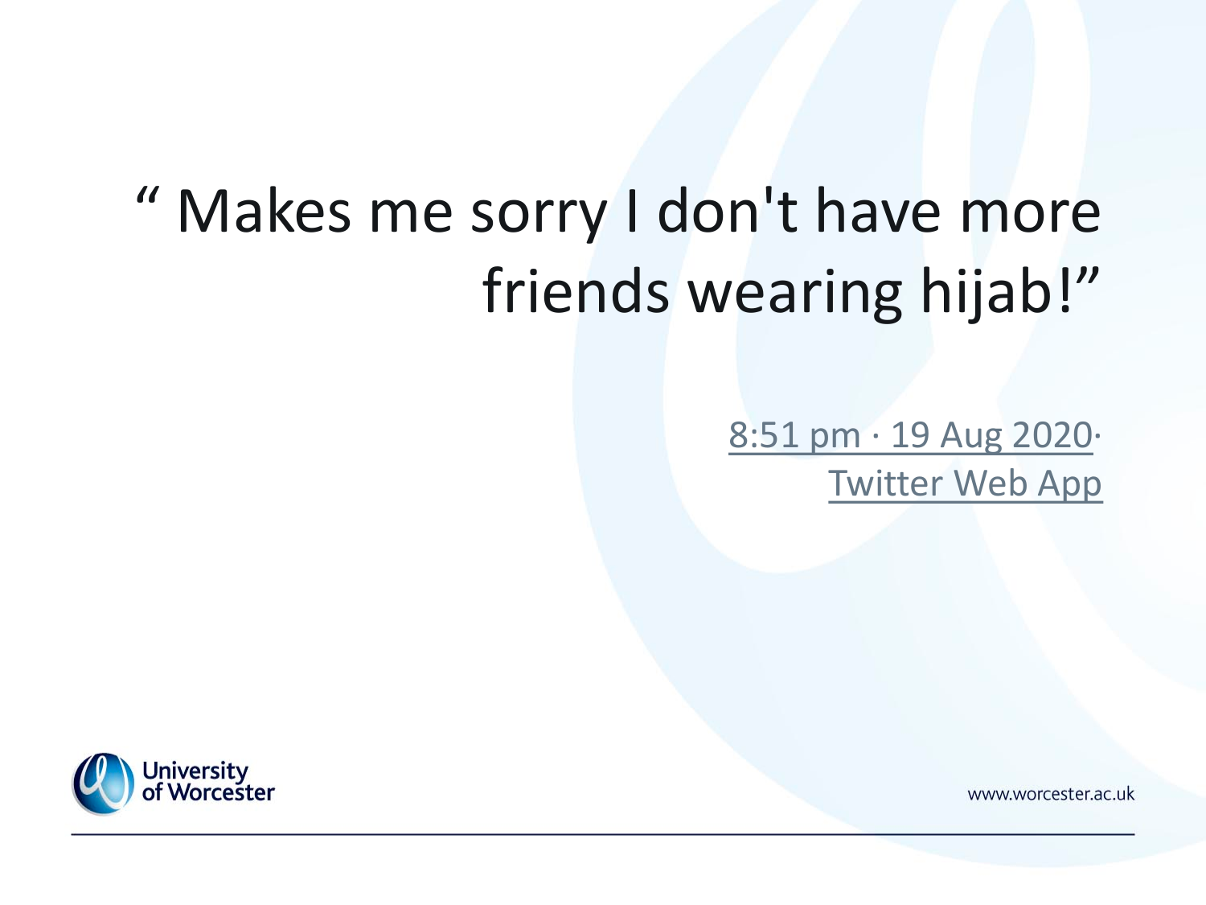" Makes me sorry I don't have more friends wearing hijab!"

8:51 pm · 19 Aug 2020·
Twitter Web App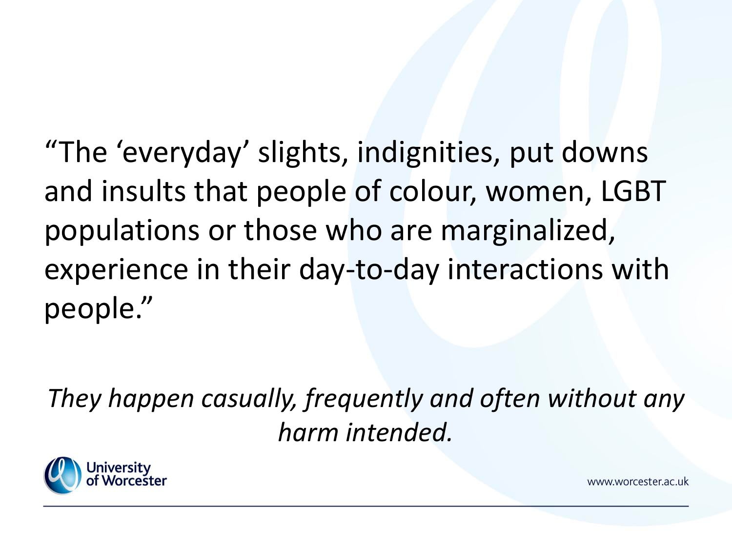"The 'everyday' slights, indignities, put downs and insults that people of colour, women, LGBT populations or those who are marginalized, experience in their day-to-day interactions with people."

*They happen casually, frequently and often without any harm intended.*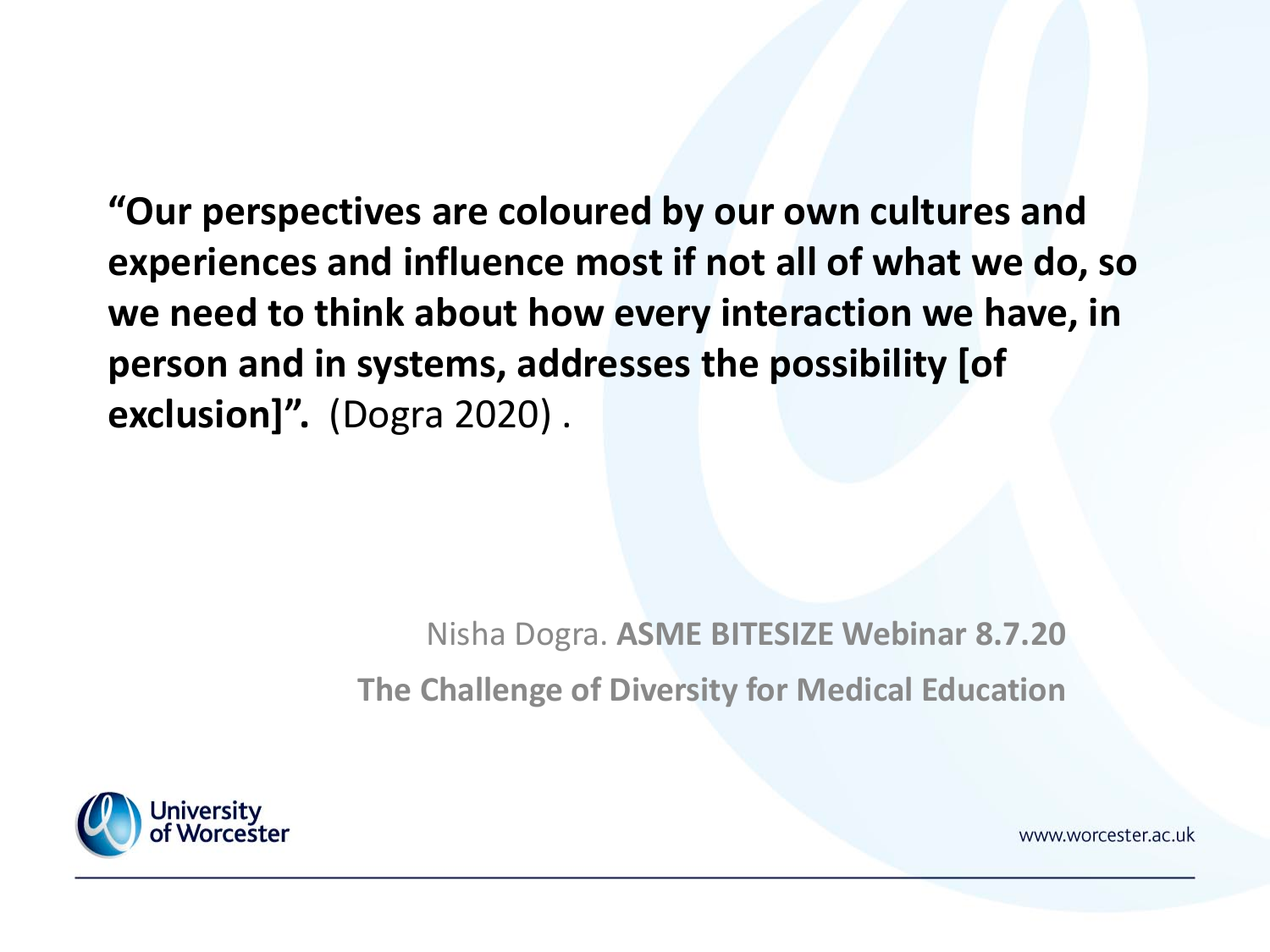**"Our perspectives are coloured by our own cultures and experiences and influence most if not all of what we do, so we need to think about how every interaction we have, in person and in systems, addresses the possibility [of exclusion]".** (Dogra 2020) .

Nisha Dogra. **ASME BITESIZE Webinar 8.7.20**

**The Challenge of Diversity for Medical Education**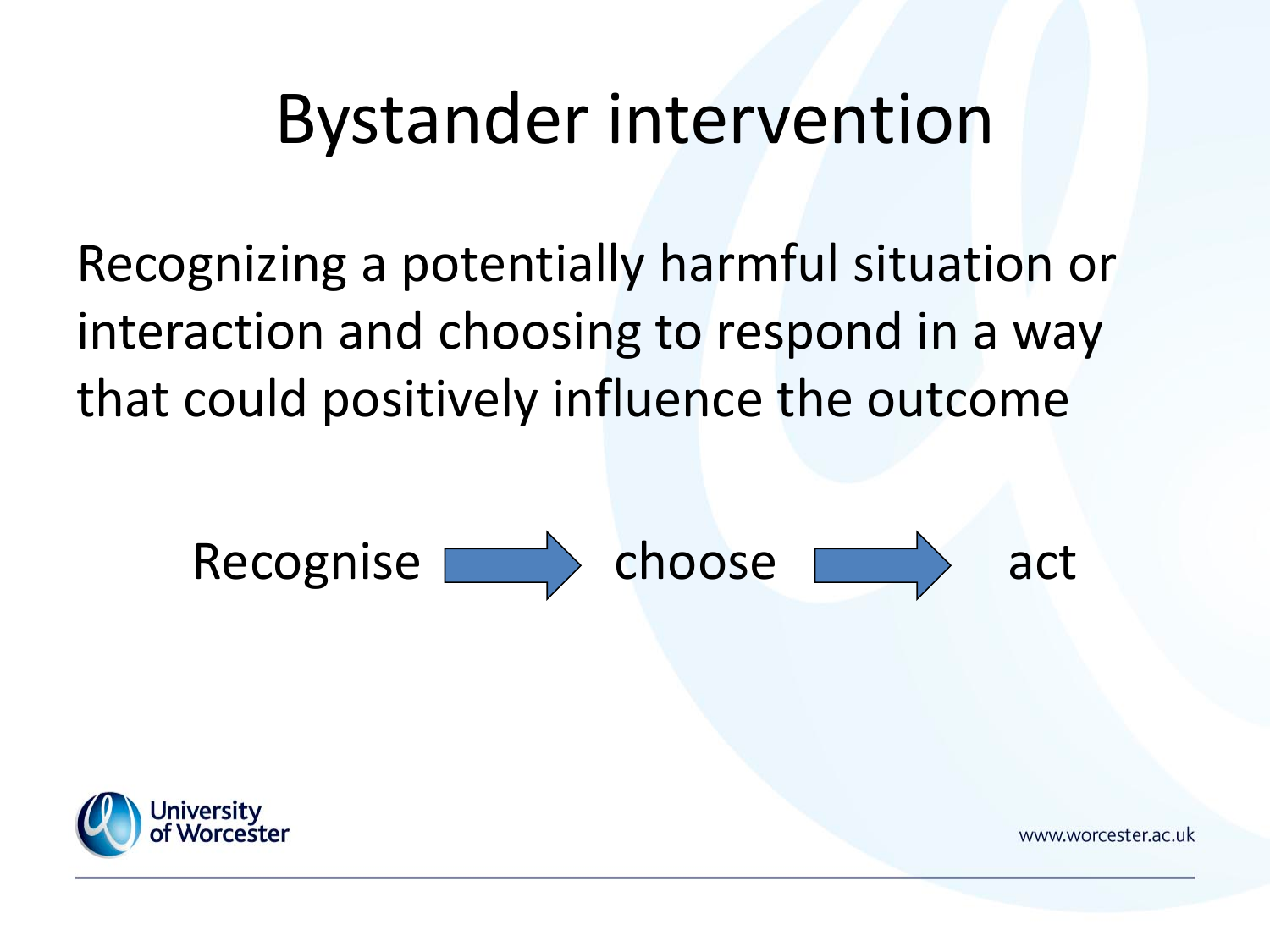# Bystander intervention

Recognizing a potentially harmful situation or interaction and choosing to respond in a way that could positively influence the outcome

Recognise → choose → act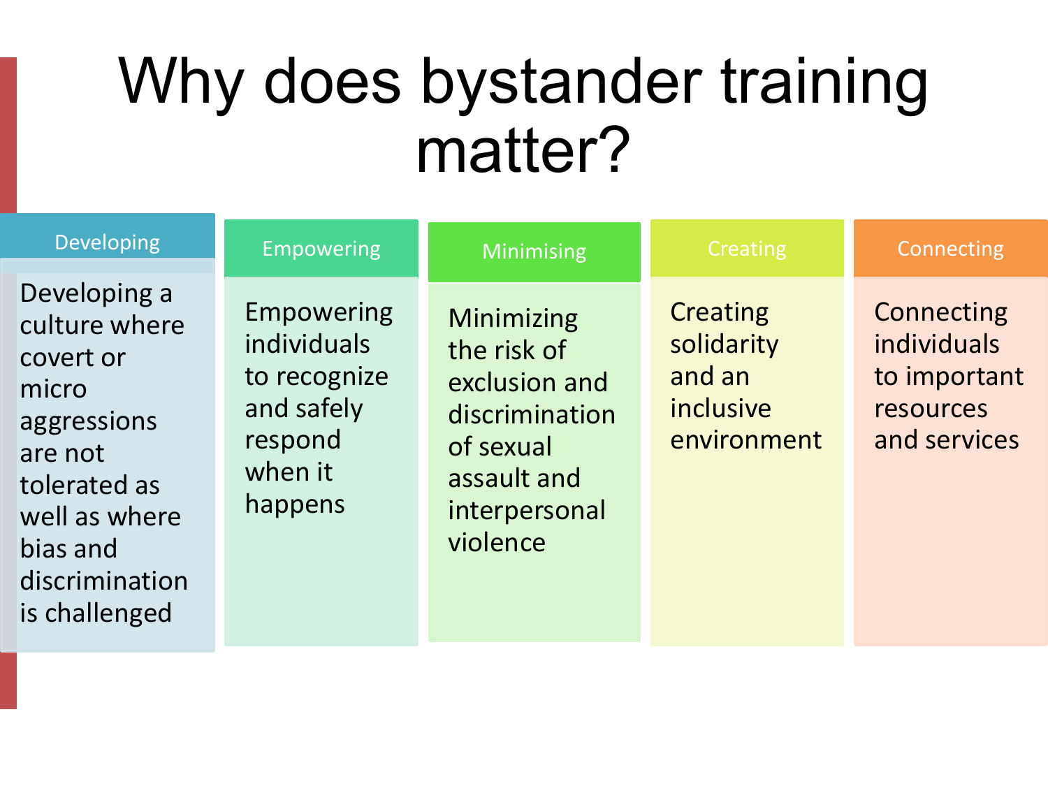# Why does bystander training matter?

| Developing | Empowering | Minimising | Creating | Connecting |
| --- | --- | --- | --- | --- |
| Developing a culture where covert or micro aggressions are not tolerated as well as where bias and discrimination is challenged | Empowering individuals to recognize and safely respond when it happens | Minimizing the risk of exclusion and discrimination of sexual assault and interpersonal violence | Creating solidarity and an inclusive environment | Connecting individuals to important resources and services |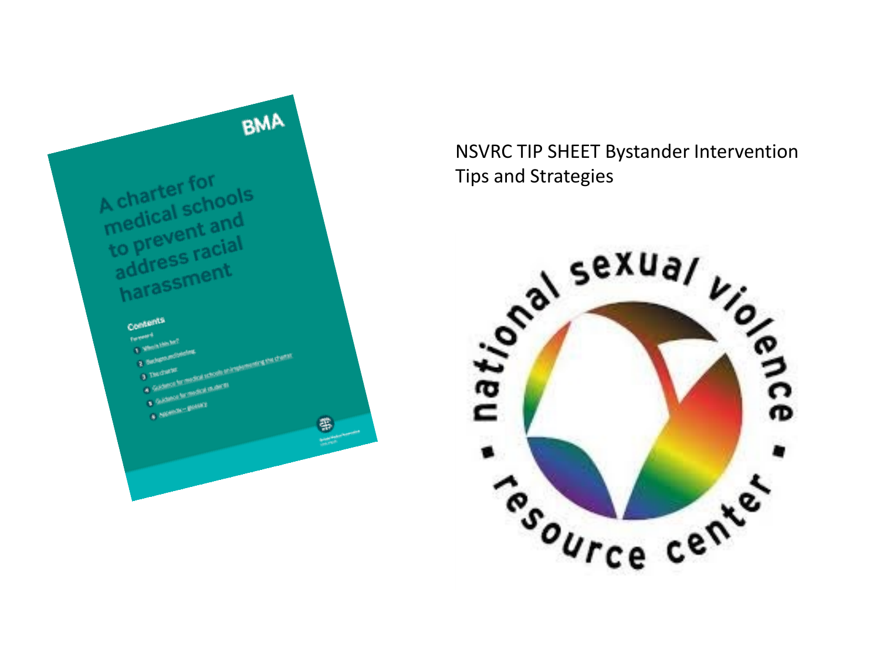NSVRC TIP SHEET Bystander Intervention Tips and Strategies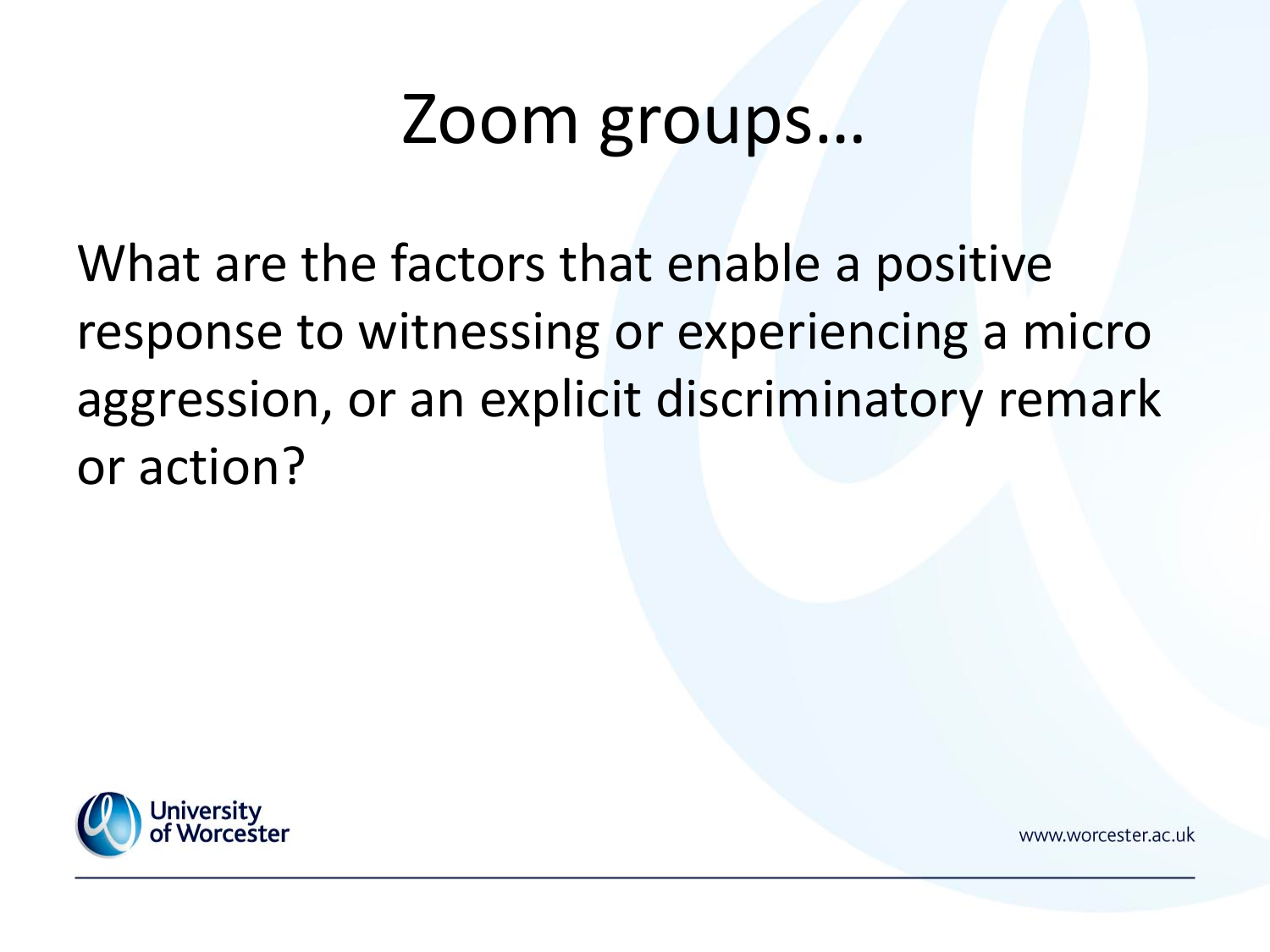# Zoom groups…

What are the factors that enable a positive response to witnessing or experiencing a micro aggression, or an explicit discriminatory remark or action?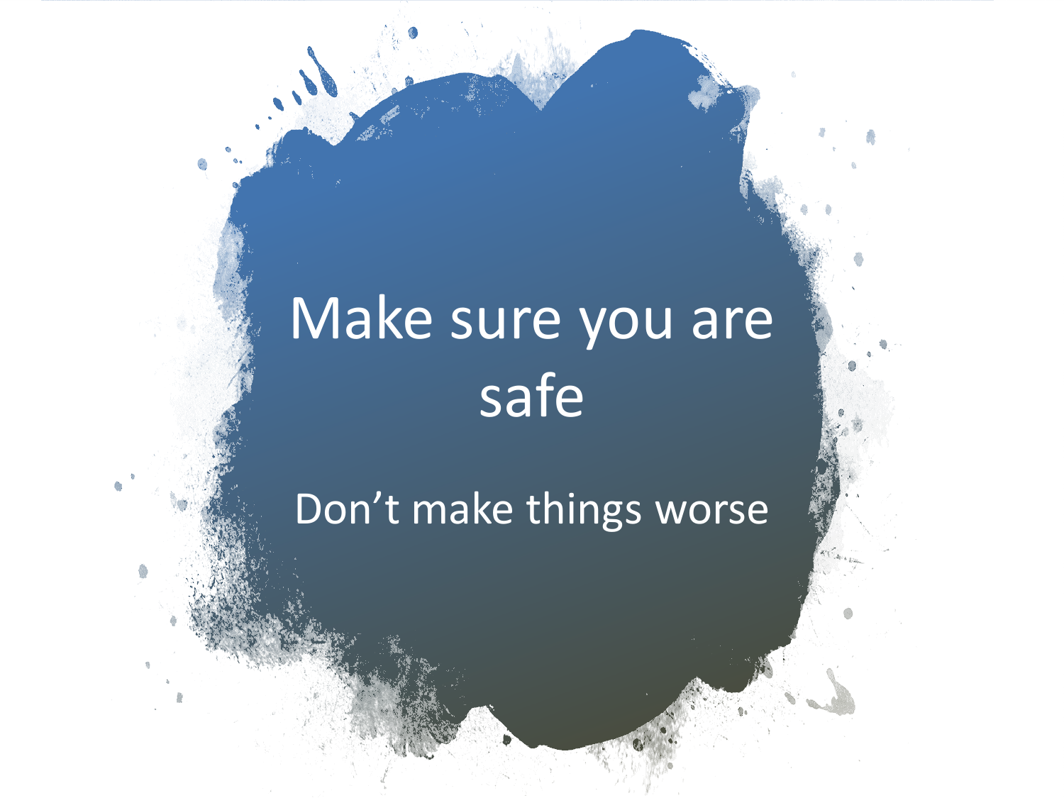# Make sure you are safe

Don’t make things worse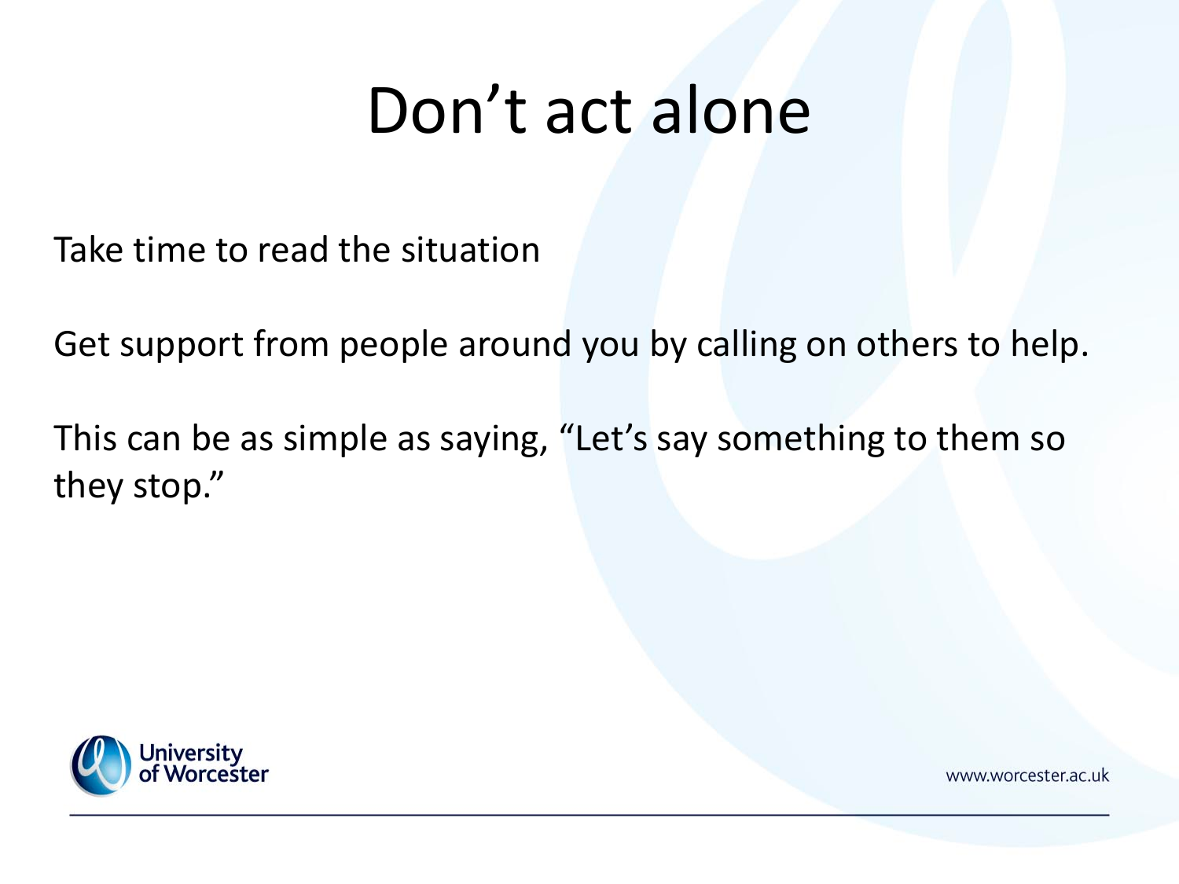# Don’t act alone

Take time to read the situation

Get support from people around you by calling on others to help.

This can be as simple as saying, “Let’s say something to them so they stop.”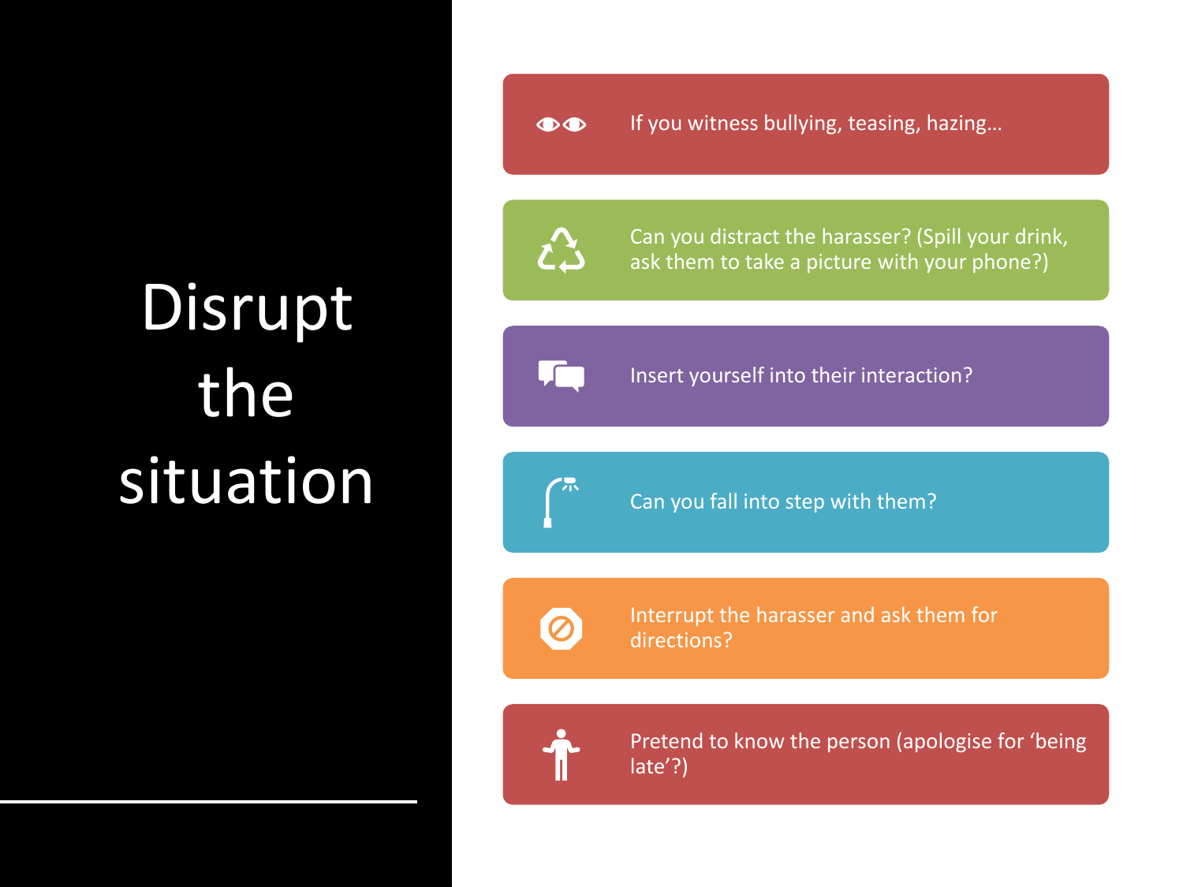# Disrupt the situation

- If you witness bullying, teasing, hazing…
- Can you distract the harasser? (Spill your drink, ask them to take a picture with your phone?)
- Insert yourself into their interaction?
- Can you fall into step with them?
- Interrupt the harasser and ask them for directions?
- Pretend to know the person (apologise for 'being late'?)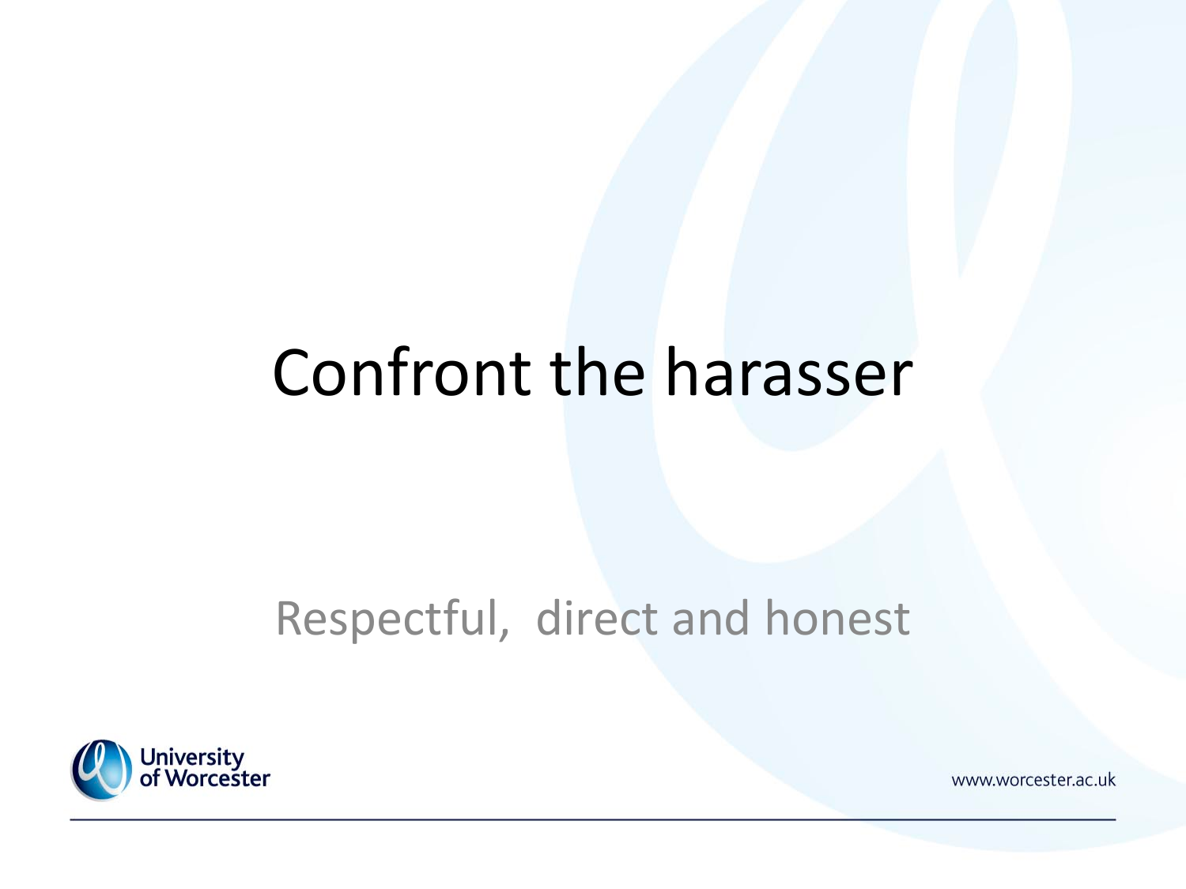# Confront the harasser

Respectful,  direct and honest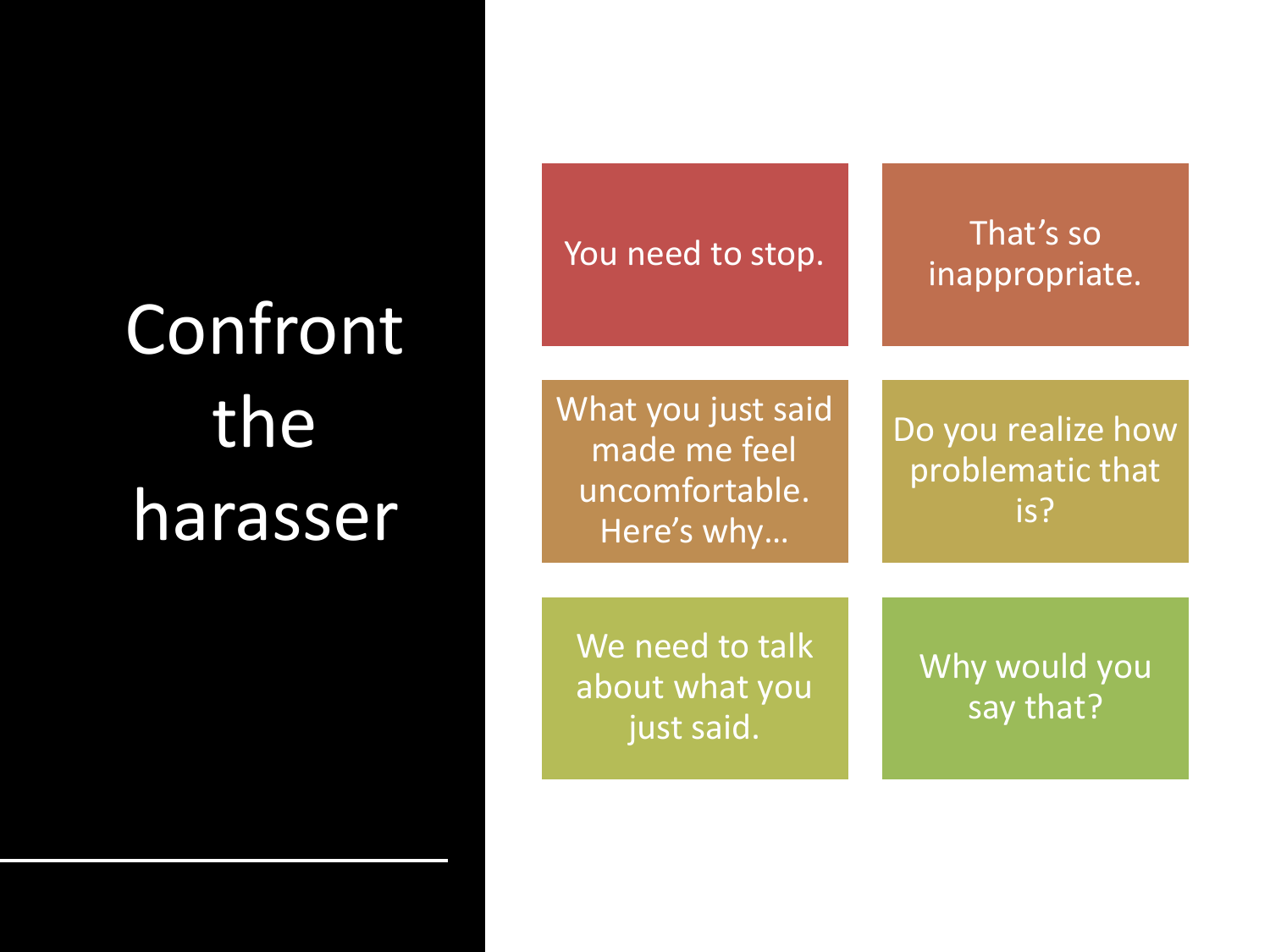# Confront the harasser

- You need to stop.
- That's so inappropriate.
- What you just said made me feel uncomfortable. Here's why…
- Do you realize how problematic that is?
- We need to talk about what you just said.
- Why would you say that?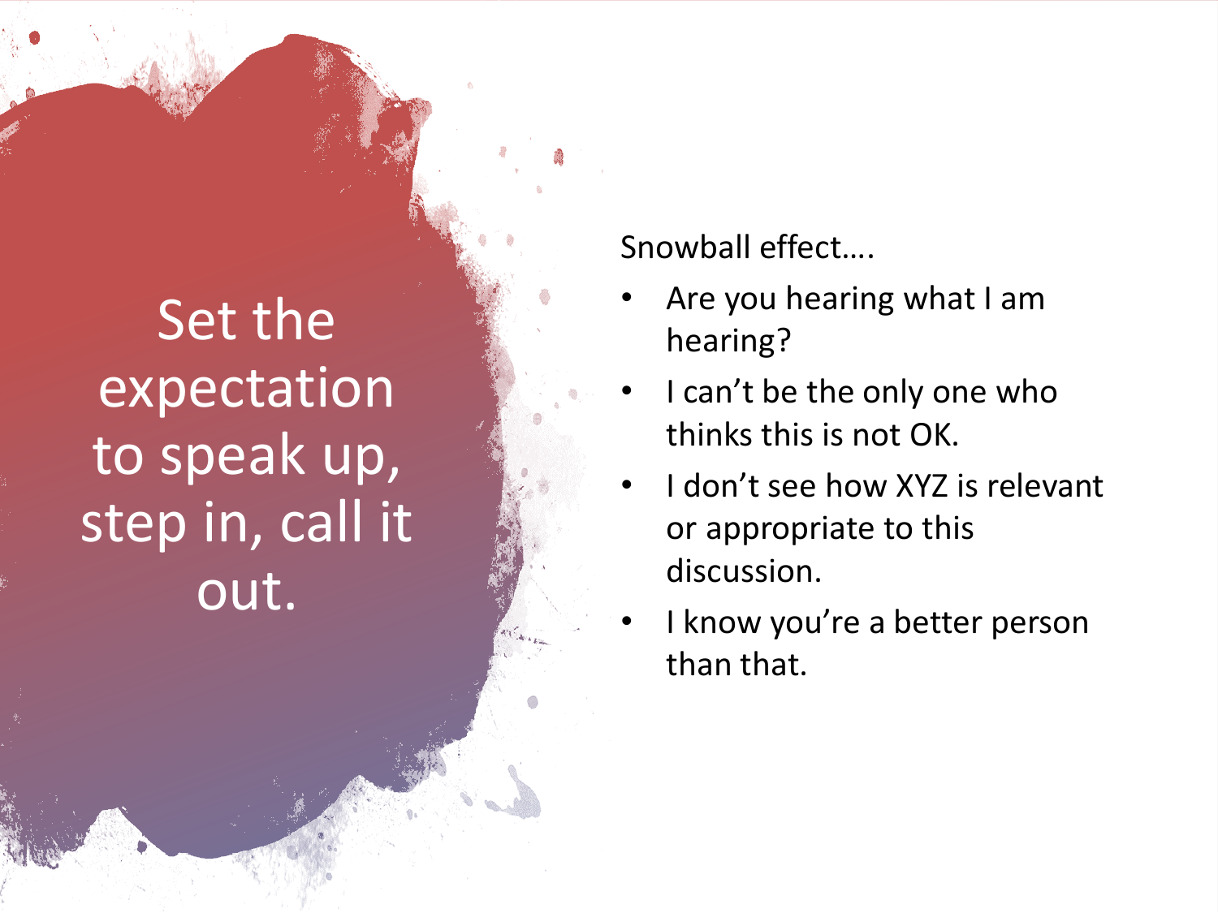# Set the expectation to speak up, step in, call it out.

Snowball effect….

- Are you hearing what I am hearing?
- I can't be the only one who thinks this is not OK.
- I don't see how XYZ is relevant or appropriate to this discussion.
- I know you're a better person than that.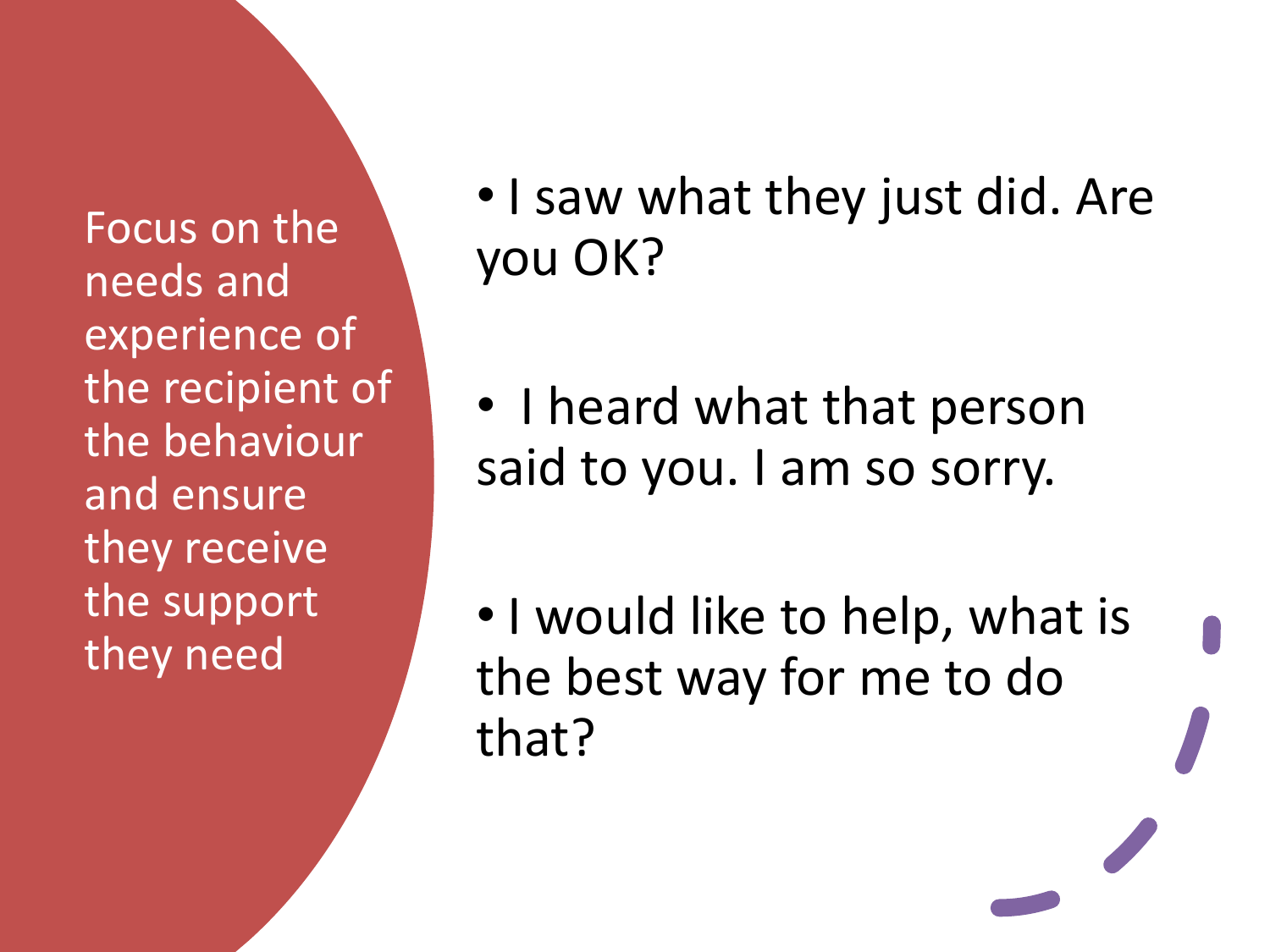Focus on the needs and experience of the recipient of the behaviour and ensure they receive the support they need

- I saw what they just did. Are you OK?
- I heard what that person said to you. I am so sorry.
- I would like to help, what is the best way for me to do that?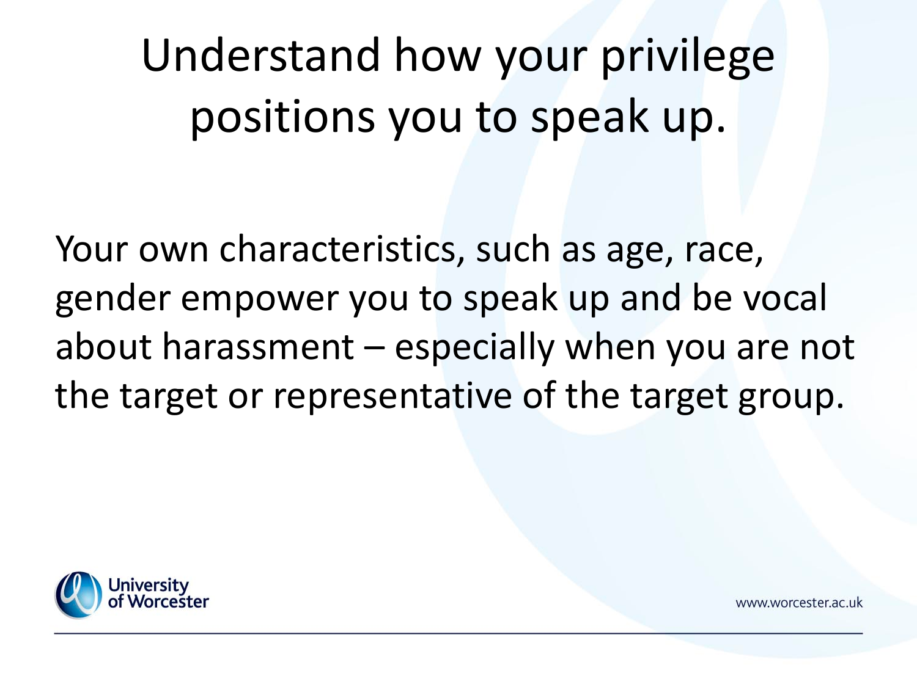# Understand how your privilege positions you to speak up.

Your own characteristics, such as age, race, gender empower you to speak up and be vocal about harassment – especially when you are not the target or representative of the target group.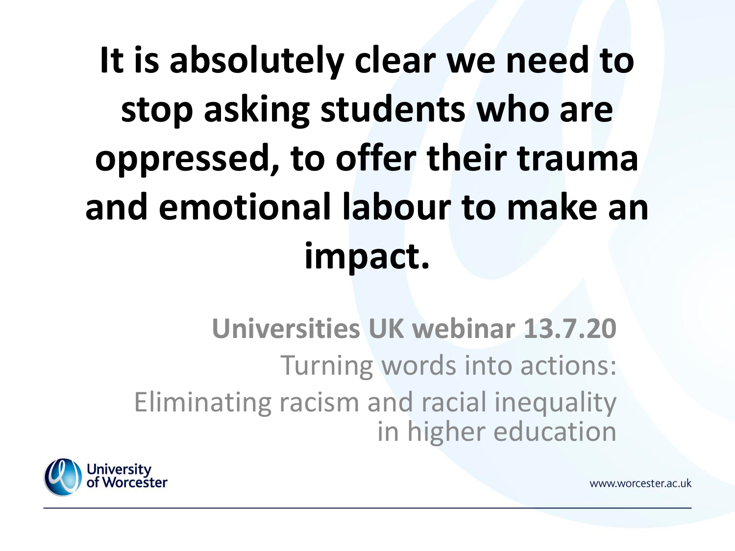# It is absolutely clear we need to stop asking students who are oppressed, to offer their trauma and emotional labour to make an impact.

**Universities UK webinar 13.7.20**

Turning words into actions:

Eliminating racism and racial inequality in higher education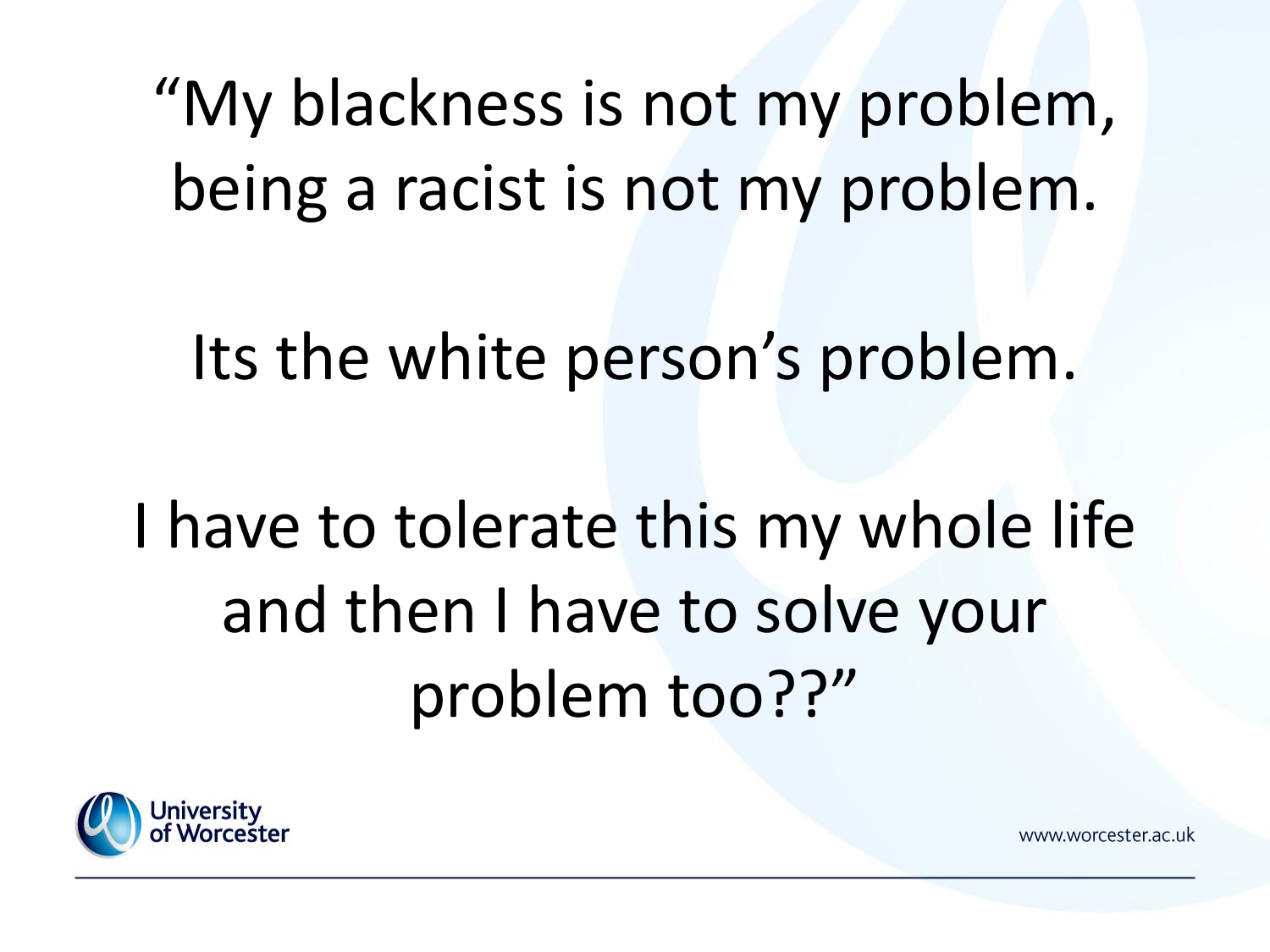"My blackness is not my problem, being a racist is not my problem.

Its the white person's problem.

I have to tolerate this my whole life and then I have to solve your problem too??"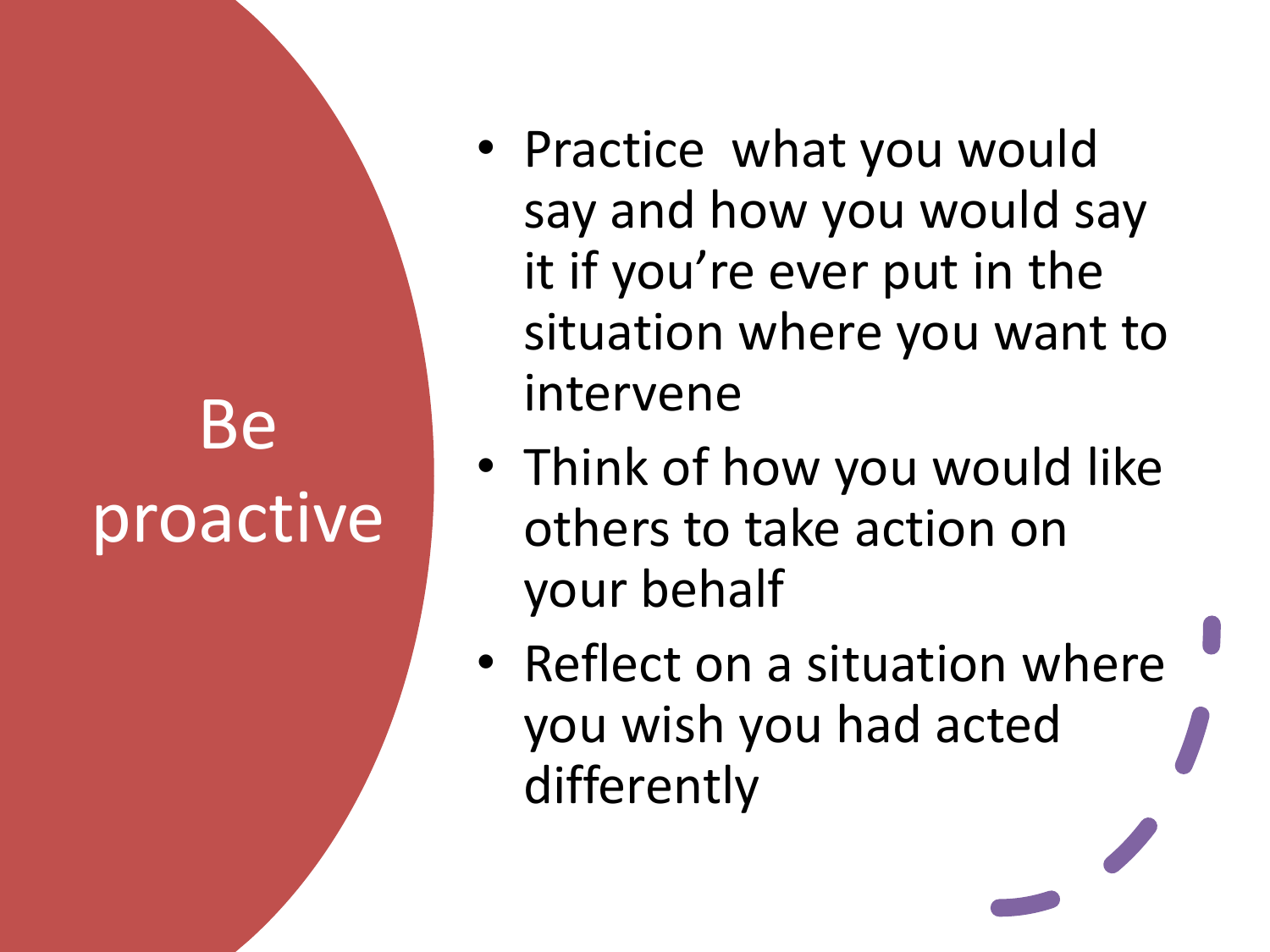# Be proactive

- Practice what you would say and how you would say it if you're ever put in the situation where you want to intervene
- Think of how you would like others to take action on your behalf
- Reflect on a situation where you wish you had acted differently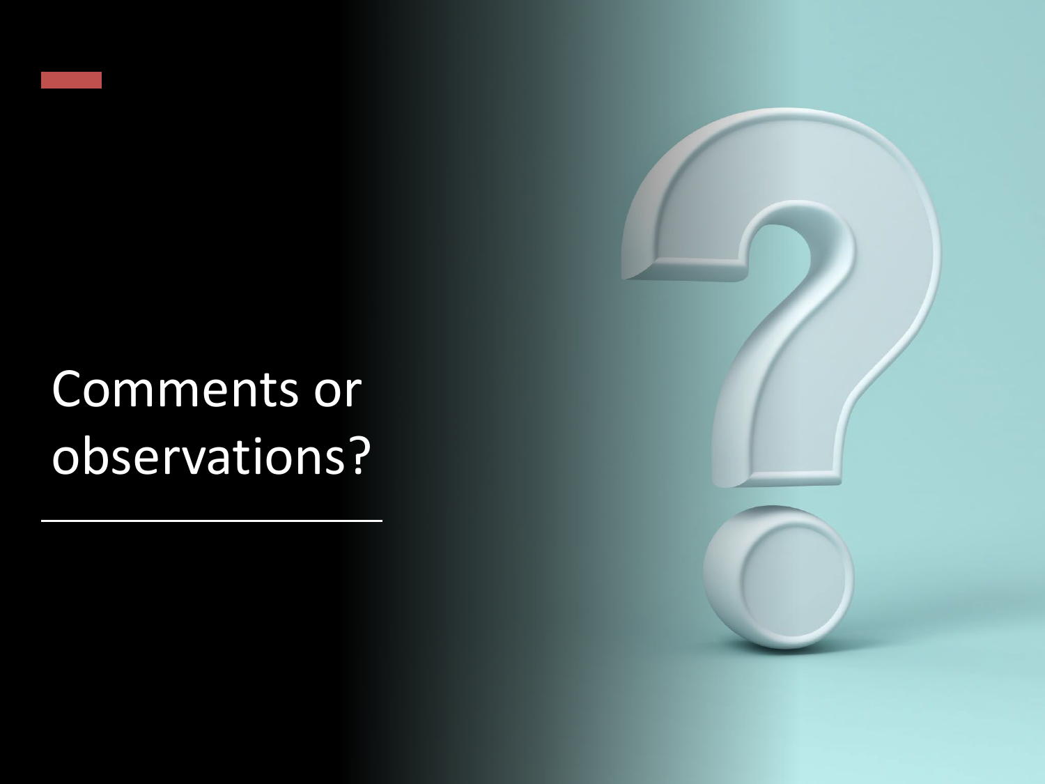# Comments or observations?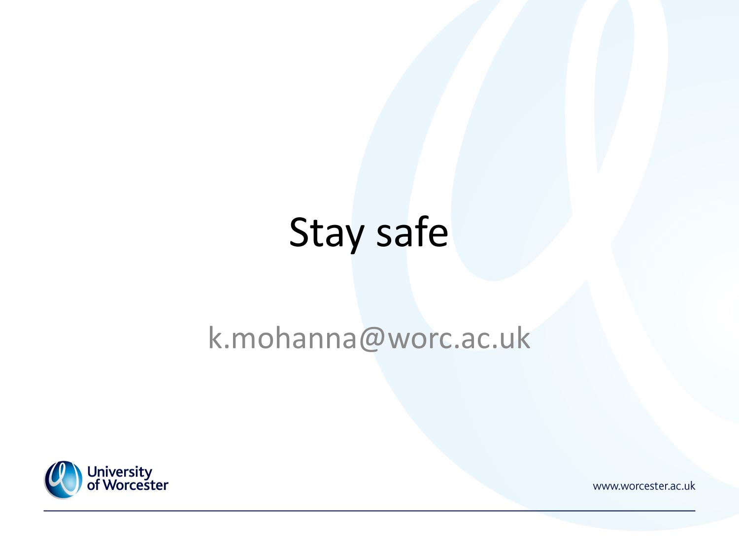# Stay safe

k.mohanna@worc.ac.uk